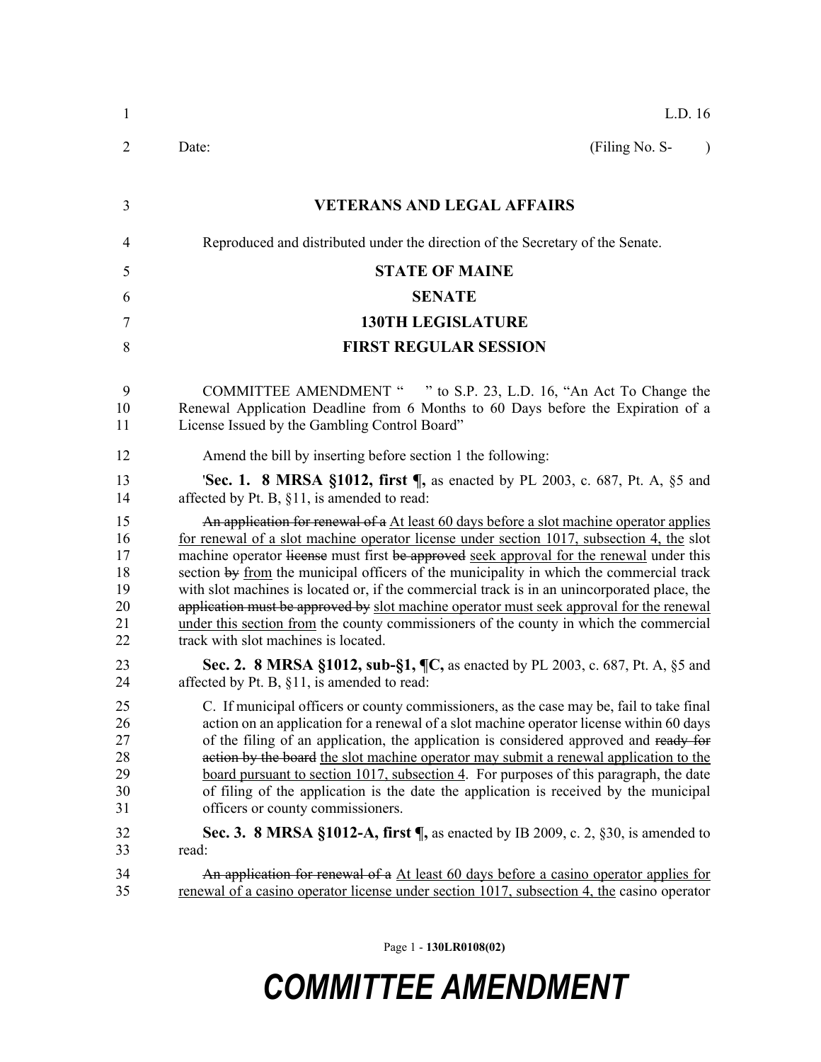L.D. 16

Date: (Filing No. S- )

# VETERANS AND LEGAL AFFAIRS

Reproduced and distributed under the direction of the Secretary of the Senate.

## STATE OF MAINE

## SENATE

## 130TH LEGISLATURE

## FIRST REGULAR SESSION

COMMITTEE AMENDMENT " " to S.P. 23, L.D. 16, "An Act To Change the Renewal Application Deadline from 6 Months to 60 Days before the Expiration of a License Issued by the Gambling Control Board"

Amend the bill by inserting before section 1 the following:

'**Sec. 1. 8 MRSA §1012, first ¶,** as enacted by PL 2003, c. 687, Pt. A, §5 and affected by Pt. B, §11, is amended to read:

~~An application for renewal of a~~ <u>At least 60 days before a slot machine operator applies for renewal of a slot machine operator license under section 1017, subsection 4, the</u> slot machine operator ~~license~~ must first ~~be approved~~ <u>seek approval for the renewal</u> under this section ~~by~~ <u>from</u> the municipal officers of the municipality in which the commercial track with slot machines is located or, if the commercial track is in an unincorporated place, the ~~application must be approved by~~ <u>slot machine operator must seek approval for the renewal under this section from</u> the county commissioners of the county in which the commercial track with slot machines is located.

**Sec. 2. 8 MRSA §1012, sub-§1, ¶C,** as enacted by PL 2003, c. 687, Pt. A, §5 and affected by Pt. B, §11, is amended to read:

C. If municipal officers or county commissioners, as the case may be, fail to take final action on an application for a renewal of a slot machine operator license within 60 days of the filing of an application, the application is considered approved and ~~ready for action by the board~~ <u>the slot machine operator may submit a renewal application to the board pursuant to section 1017, subsection 4</u>. For purposes of this paragraph, the date of filing of the application is the date the application is received by the municipal officers or county commissioners.

**Sec. 3. 8 MRSA §1012-A, first ¶,** as enacted by IB 2009, c. 2, §30, is amended to read:

~~An application for renewal of a~~ <u>At least 60 days before a casino operator applies for renewal of a casino operator license under section 1017, subsection 4, the</u> casino operator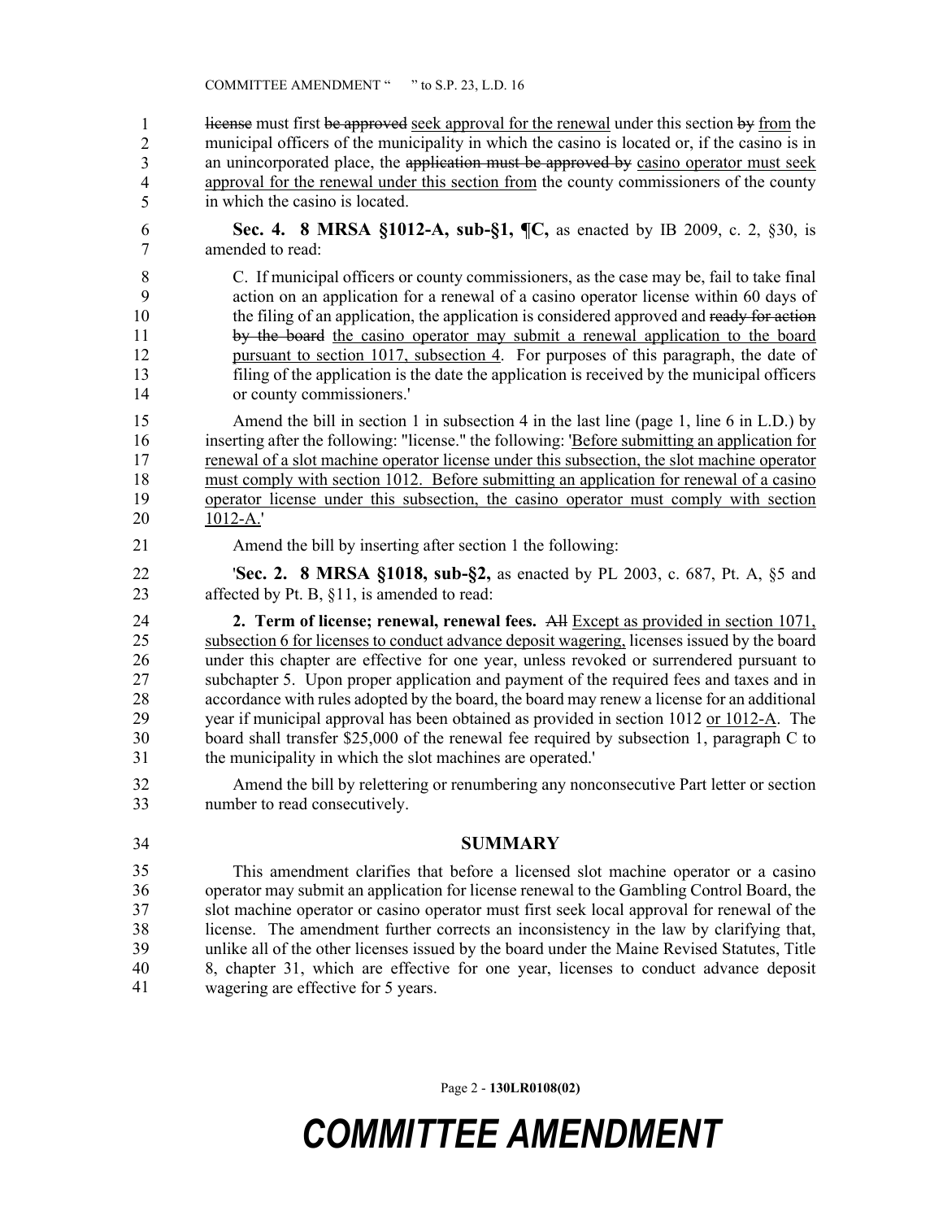~~license~~ must first ~~be approved~~ seek approval for the renewal under this section ~~by~~ from the municipal officers of the municipality in which the casino is located or, if the casino is in an unincorporated place, the ~~application must be approved by~~ casino operator must seek approval for the renewal under this section from the county commissioners of the county in which the casino is located.

**Sec. 4. 8 MRSA §1012-A, sub-§1, ¶C,** as enacted by IB 2009, c. 2, §30, is amended to read:

C. If municipal officers or county commissioners, as the case may be, fail to take final action on an application for a renewal of a casino operator license within 60 days of the filing of an application, the application is considered approved and ~~ready for action by the board~~ the casino operator may submit a renewal application to the board pursuant to section 1017, subsection 4. For purposes of this paragraph, the date of filing of the application is the date the application is received by the municipal officers or county commissioners.'

Amend the bill in section 1 in subsection 4 in the last line (page 1, line 6 in L.D.) by inserting after the following: "license." the following: 'Before submitting an application for renewal of a slot machine operator license under this subsection, the slot machine operator must comply with section 1012. Before submitting an application for renewal of a casino operator license under this subsection, the casino operator must comply with section 1012-A.'

Amend the bill by inserting after section 1 the following:

'**Sec. 2. 8 MRSA §1018, sub-§2,** as enacted by PL 2003, c. 687, Pt. A, §5 and affected by Pt. B, §11, is amended to read:

**2. Term of license; renewal, renewal fees.** ~~All~~ Except as provided in section 1071, subsection 6 for licenses to conduct advance deposit wagering, licenses issued by the board under this chapter are effective for one year, unless revoked or surrendered pursuant to subchapter 5. Upon proper application and payment of the required fees and taxes and in accordance with rules adopted by the board, the board may renew a license for an additional year if municipal approval has been obtained as provided in section 1012 or 1012-A. The board shall transfer $25,000 of the renewal fee required by subsection 1, paragraph C to the municipality in which the slot machines are operated.'

Amend the bill by relettering or renumbering any nonconsecutive Part letter or section number to read consecutively.

## SUMMARY

This amendment clarifies that before a licensed slot machine operator or a casino operator may submit an application for license renewal to the Gambling Control Board, the slot machine operator or casino operator must first seek local approval for renewal of the license. The amendment further corrects an inconsistency in the law by clarifying that, unlike all of the other licenses issued by the board under the Maine Revised Statutes, Title 8, chapter 31, which are effective for one year, licenses to conduct advance deposit wagering are effective for 5 years.